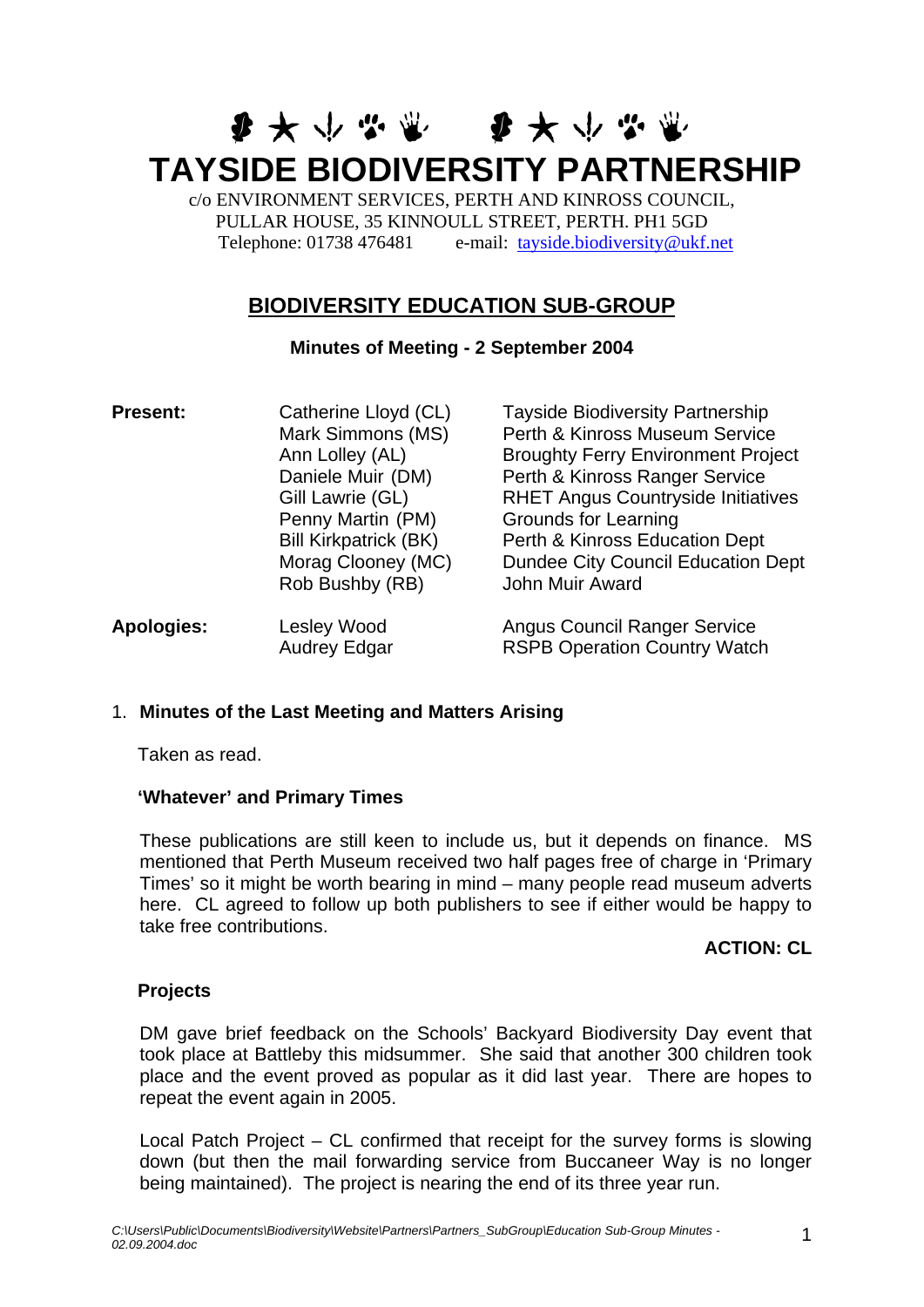# TAYSIDE BIODIVERSITY PARTNERSHIP

c/o ENVIRONMENT SERVICES, PERTH AND KINROSS COUNCIL,
PULLAR HOUSE, 35 KINNOULL STREET, PERTH. PH1 5GD
Telephone: 01738 476481 e-mail: tayside.biodiversity@ukf.net

## BIODIVERSITY EDUCATION SUB-GROUP

**Minutes of Meeting - 2 September 2004**

| | | |
|---|---|---|
| **Present:** | Catherine Lloyd (CL) | Tayside Biodiversity Partnership |
| | Mark Simmons (MS) | Perth & Kinross Museum Service |
| | Ann Lolley (AL) | Broughty Ferry Environment Project |
| | Daniele Muir (DM) | Perth & Kinross Ranger Service |
| | Gill Lawrie (GL) | RHET Angus Countryside Initiatives |
| | Penny Martin (PM) | Grounds for Learning |
| | Bill Kirkpatrick (BK) | Perth & Kinross Education Dept |
| | Morag Clooney (MC) | Dundee City Council Education Dept |
| | Rob Bushby (RB) | John Muir Award |
| **Apologies:** | Lesley Wood | Angus Council Ranger Service |
| | Audrey Edgar | RSPB Operation Country Watch |

1. **Minutes of the Last Meeting and Matters Arising**

Taken as read.

**'Whatever' and Primary Times**

These publications are still keen to include us, but it depends on finance. MS mentioned that Perth Museum received two half pages free of charge in 'Primary Times' so it might be worth bearing in mind – many people read museum adverts here. CL agreed to follow up both publishers to see if either would be happy to take free contributions.

**ACTION: CL**

**Projects**

DM gave brief feedback on the Schools' Backyard Biodiversity Day event that took place at Battleby this midsummer. She said that another 300 children took place and the event proved as popular as it did last year. There are hopes to repeat the event again in 2005.

Local Patch Project – CL confirmed that receipt for the survey forms is slowing down (but then the mail forwarding service from Buccaneer Way is no longer being maintained). The project is nearing the end of its three year run.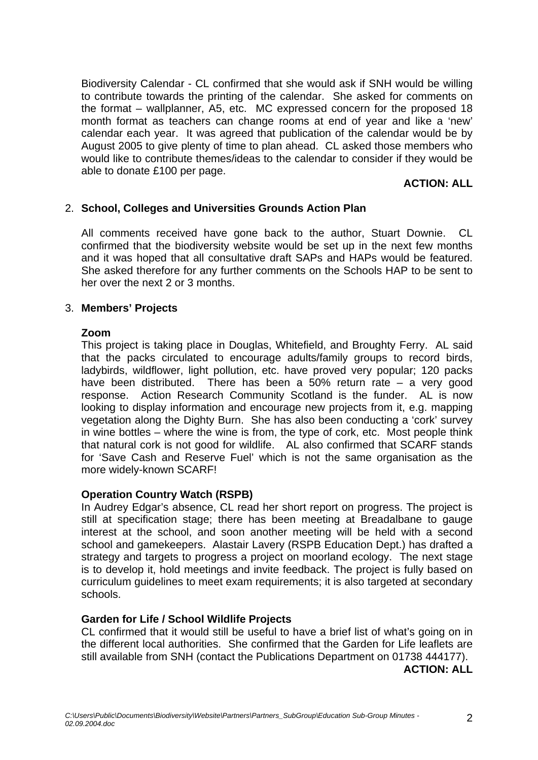Biodiversity Calendar - CL confirmed that she would ask if SNH would be willing to contribute towards the printing of the calendar. She asked for comments on the format – wallplanner, A5, etc. MC expressed concern for the proposed 18 month format as teachers can change rooms at end of year and like a 'new' calendar each year. It was agreed that publication of the calendar would be by August 2005 to give plenty of time to plan ahead. CL asked those members who would like to contribute themes/ideas to the calendar to consider if they would be able to donate £100 per page.

**ACTION: ALL**

2. **School, Colleges and Universities Grounds Action Plan**

All comments received have gone back to the author, Stuart Downie. CL confirmed that the biodiversity website would be set up in the next few months and it was hoped that all consultative draft SAPs and HAPs would be featured. She asked therefore for any further comments on the Schools HAP to be sent to her over the next 2 or 3 months.

3. **Members' Projects**

**Zoom**
This project is taking place in Douglas, Whitefield, and Broughty Ferry. AL said that the packs circulated to encourage adults/family groups to record birds, ladybirds, wildflower, light pollution, etc. have proved very popular; 120 packs have been distributed. There has been a 50% return rate – a very good response. Action Research Community Scotland is the funder. AL is now looking to display information and encourage new projects from it, e.g. mapping vegetation along the Dighty Burn. She has also been conducting a 'cork' survey in wine bottles – where the wine is from, the type of cork, etc. Most people think that natural cork is not good for wildlife. AL also confirmed that SCARF stands for 'Save Cash and Reserve Fuel' which is not the same organisation as the more widely-known SCARF!

**Operation Country Watch (RSPB)**
In Audrey Edgar's absence, CL read her short report on progress. The project is still at specification stage; there has been meeting at Breadalbane to gauge interest at the school, and soon another meeting will be held with a second school and gamekeepers. Alastair Lavery (RSPB Education Dept.) has drafted a strategy and targets to progress a project on moorland ecology. The next stage is to develop it, hold meetings and invite feedback. The project is fully based on curriculum guidelines to meet exam requirements; it is also targeted at secondary schools.

**Garden for Life / School Wildlife Projects**
CL confirmed that it would still be useful to have a brief list of what's going on in the different local authorities. She confirmed that the Garden for Life leaflets are still available from SNH (contact the Publications Department on 01738 444177).

**ACTION: ALL**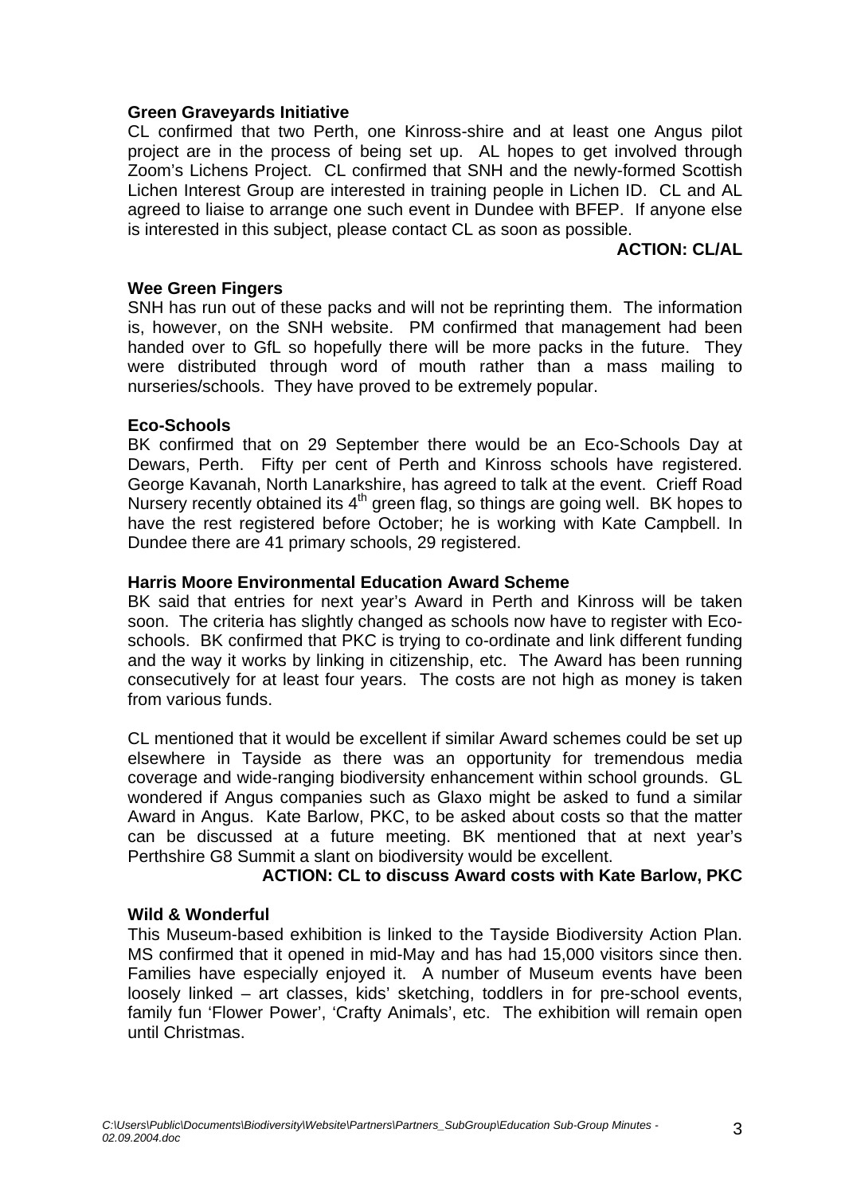**Green Graveyards Initiative**

CL confirmed that two Perth, one Kinross-shire and at least one Angus pilot project are in the process of being set up. AL hopes to get involved through Zoom's Lichens Project. CL confirmed that SNH and the newly-formed Scottish Lichen Interest Group are interested in training people in Lichen ID. CL and AL agreed to liaise to arrange one such event in Dundee with BFEP. If anyone else is interested in this subject, please contact CL as soon as possible.

**ACTION: CL/AL**

**Wee Green Fingers**

SNH has run out of these packs and will not be reprinting them. The information is, however, on the SNH website. PM confirmed that management had been handed over to GfL so hopefully there will be more packs in the future. They were distributed through word of mouth rather than a mass mailing to nurseries/schools. They have proved to be extremely popular.

**Eco-Schools**

BK confirmed that on 29 September there would be an Eco-Schools Day at Dewars, Perth. Fifty per cent of Perth and Kinross schools have registered. George Kavanah, North Lanarkshire, has agreed to talk at the event. Crieff Road Nursery recently obtained its 4th green flag, so things are going well. BK hopes to have the rest registered before October; he is working with Kate Campbell. In Dundee there are 41 primary schools, 29 registered.

**Harris Moore Environmental Education Award Scheme**

BK said that entries for next year's Award in Perth and Kinross will be taken soon. The criteria has slightly changed as schools now have to register with Eco-schools. BK confirmed that PKC is trying to co-ordinate and link different funding and the way it works by linking in citizenship, etc. The Award has been running consecutively for at least four years. The costs are not high as money is taken from various funds.

CL mentioned that it would be excellent if similar Award schemes could be set up elsewhere in Tayside as there was an opportunity for tremendous media coverage and wide-ranging biodiversity enhancement within school grounds. GL wondered if Angus companies such as Glaxo might be asked to fund a similar Award in Angus. Kate Barlow, PKC, to be asked about costs so that the matter can be discussed at a future meeting. BK mentioned that at next year's Perthshire G8 Summit a slant on biodiversity would be excellent.

**ACTION: CL to discuss Award costs with Kate Barlow, PKC**

**Wild & Wonderful**

This Museum-based exhibition is linked to the Tayside Biodiversity Action Plan. MS confirmed that it opened in mid-May and has had 15,000 visitors since then. Families have especially enjoyed it. A number of Museum events have been loosely linked – art classes, kids' sketching, toddlers in for pre-school events, family fun 'Flower Power', 'Crafty Animals', etc. The exhibition will remain open until Christmas.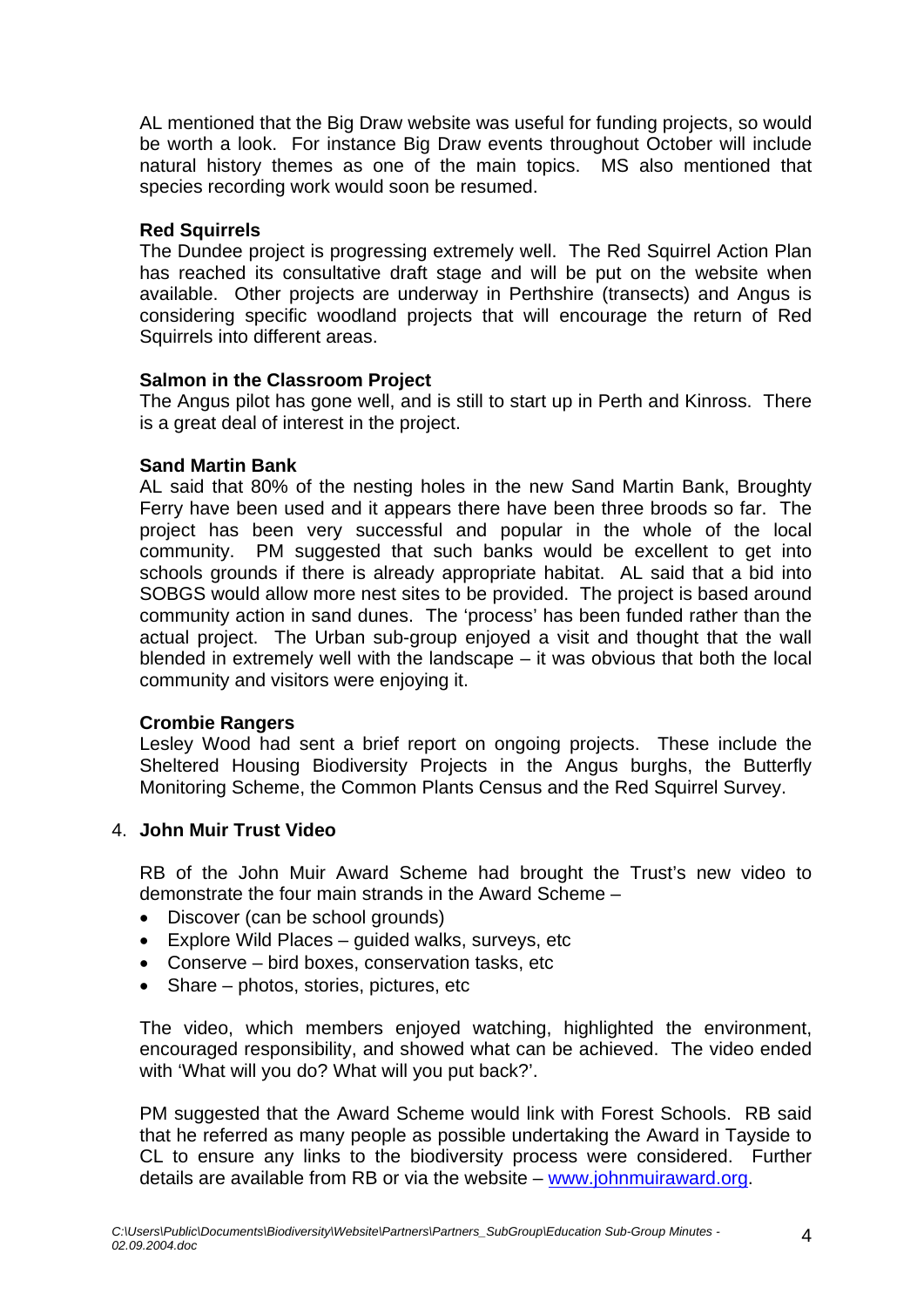AL mentioned that the Big Draw website was useful for funding projects, so would be worth a look. For instance Big Draw events throughout October will include natural history themes as one of the main topics. MS also mentioned that species recording work would soon be resumed.

**Red Squirrels**

The Dundee project is progressing extremely well. The Red Squirrel Action Plan has reached its consultative draft stage and will be put on the website when available. Other projects are underway in Perthshire (transects) and Angus is considering specific woodland projects that will encourage the return of Red Squirrels into different areas.

**Salmon in the Classroom Project**

The Angus pilot has gone well, and is still to start up in Perth and Kinross. There is a great deal of interest in the project.

**Sand Martin Bank**

AL said that 80% of the nesting holes in the new Sand Martin Bank, Broughty Ferry have been used and it appears there have been three broods so far. The project has been very successful and popular in the whole of the local community. PM suggested that such banks would be excellent to get into schools grounds if there is already appropriate habitat. AL said that a bid into SOBGS would allow more nest sites to be provided. The project is based around community action in sand dunes. The 'process' has been funded rather than the actual project. The Urban sub-group enjoyed a visit and thought that the wall blended in extremely well with the landscape – it was obvious that both the local community and visitors were enjoying it.

**Crombie Rangers**

Lesley Wood had sent a brief report on ongoing projects. These include the Sheltered Housing Biodiversity Projects in the Angus burghs, the Butterfly Monitoring Scheme, the Common Plants Census and the Red Squirrel Survey.

4. **John Muir Trust Video**

RB of the John Muir Award Scheme had brought the Trust's new video to demonstrate the four main strands in the Award Scheme –

- Discover (can be school grounds)
- Explore Wild Places – guided walks, surveys, etc
- Conserve – bird boxes, conservation tasks, etc
- Share – photos, stories, pictures, etc

The video, which members enjoyed watching, highlighted the environment, encouraged responsibility, and showed what can be achieved. The video ended with 'What will you do? What will you put back?'.

PM suggested that the Award Scheme would link with Forest Schools. RB said that he referred as many people as possible undertaking the Award in Tayside to CL to ensure any links to the biodiversity process were considered. Further details are available from RB or via the website – [www.johnmuiraward.org](http://www.johnmuiraward.org).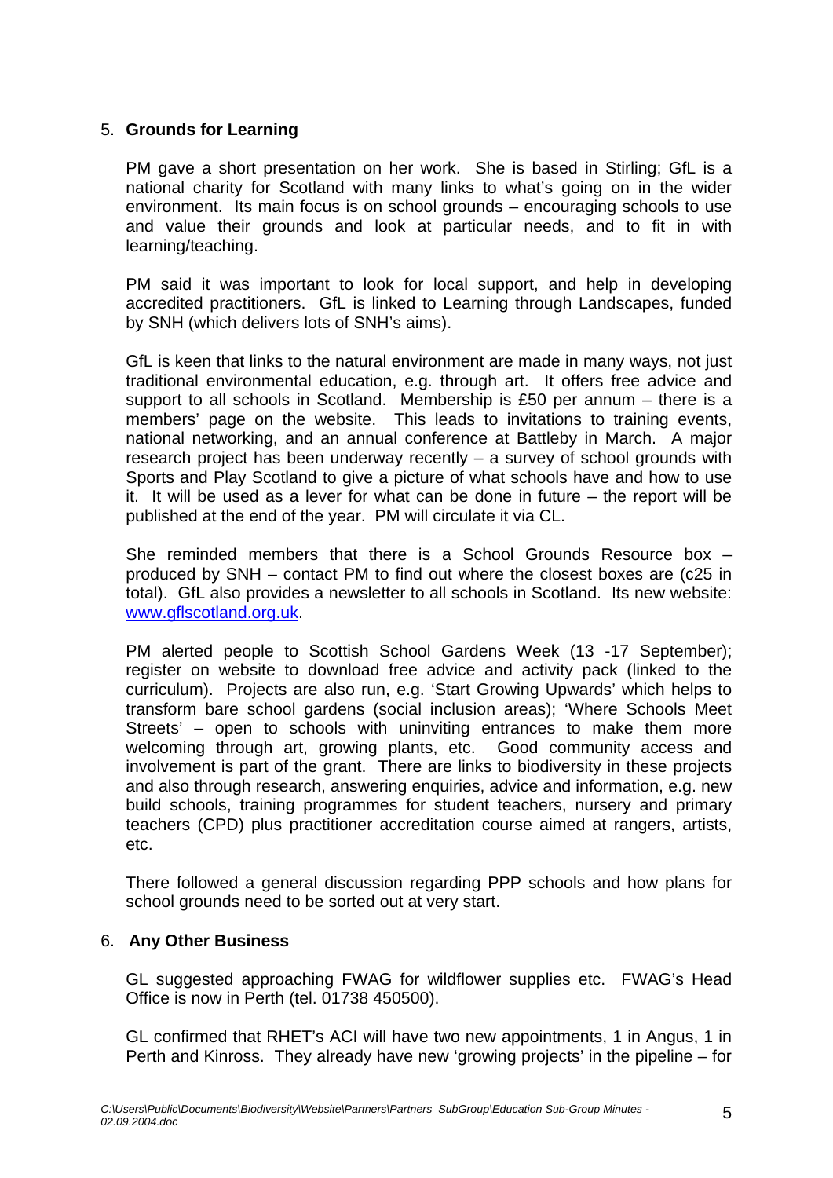## 5. **Grounds for Learning**

PM gave a short presentation on her work. She is based in Stirling; GfL is a national charity for Scotland with many links to what's going on in the wider environment. Its main focus is on school grounds – encouraging schools to use and value their grounds and look at particular needs, and to fit in with learning/teaching.

PM said it was important to look for local support, and help in developing accredited practitioners. GfL is linked to Learning through Landscapes, funded by SNH (which delivers lots of SNH's aims).

GfL is keen that links to the natural environment are made in many ways, not just traditional environmental education, e.g. through art. It offers free advice and support to all schools in Scotland. Membership is £50 per annum – there is a members' page on the website. This leads to invitations to training events, national networking, and an annual conference at Battleby in March. A major research project has been underway recently – a survey of school grounds with Sports and Play Scotland to give a picture of what schools have and how to use it. It will be used as a lever for what can be done in future – the report will be published at the end of the year. PM will circulate it via CL.

She reminded members that there is a School Grounds Resource box – produced by SNH – contact PM to find out where the closest boxes are (c25 in total). GfL also provides a newsletter to all schools in Scotland. Its new website: [www.gflscotland.org.uk](http://www.gflscotland.org.uk).

PM alerted people to Scottish School Gardens Week (13 -17 September); register on website to download free advice and activity pack (linked to the curriculum). Projects are also run, e.g. 'Start Growing Upwards' which helps to transform bare school gardens (social inclusion areas); 'Where Schools Meet Streets' – open to schools with uninviting entrances to make them more welcoming through art, growing plants, etc. Good community access and involvement is part of the grant. There are links to biodiversity in these projects and also through research, answering enquiries, advice and information, e.g. new build schools, training programmes for student teachers, nursery and primary teachers (CPD) plus practitioner accreditation course aimed at rangers, artists, etc.

There followed a general discussion regarding PPP schools and how plans for school grounds need to be sorted out at very start.

## 6. **Any Other Business**

GL suggested approaching FWAG for wildflower supplies etc. FWAG's Head Office is now in Perth (tel. 01738 450500).

GL confirmed that RHET's ACI will have two new appointments, 1 in Angus, 1 in Perth and Kinross. They already have new 'growing projects' in the pipeline – for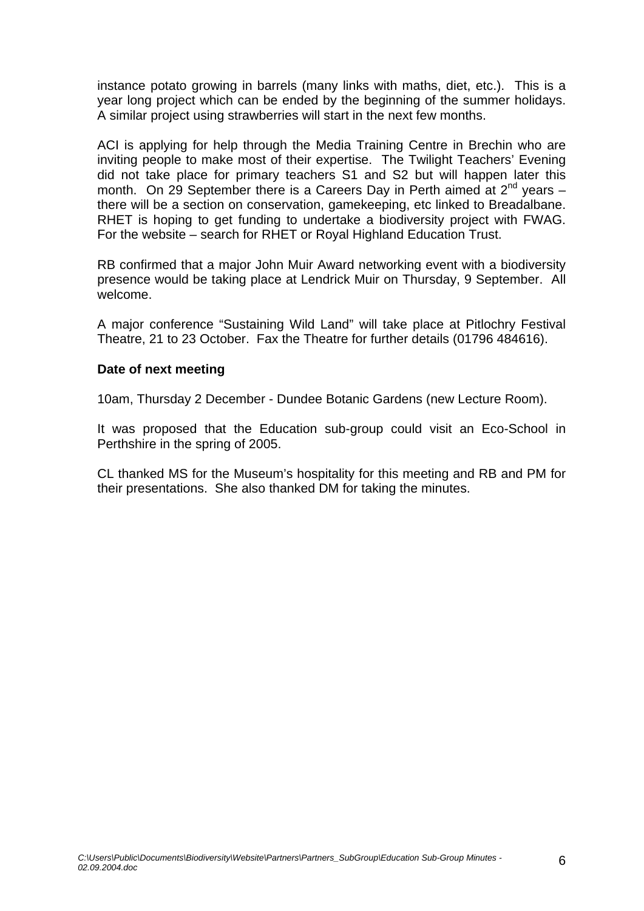instance potato growing in barrels (many links with maths, diet, etc.). This is a year long project which can be ended by the beginning of the summer holidays. A similar project using strawberries will start in the next few months.

ACI is applying for help through the Media Training Centre in Brechin who are inviting people to make most of their expertise. The Twilight Teachers' Evening did not take place for primary teachers S1 and S2 but will happen later this month. On 29 September there is a Careers Day in Perth aimed at 2nd years – there will be a section on conservation, gamekeeping, etc linked to Breadalbane. RHET is hoping to get funding to undertake a biodiversity project with FWAG. For the website – search for RHET or Royal Highland Education Trust.

RB confirmed that a major John Muir Award networking event with a biodiversity presence would be taking place at Lendrick Muir on Thursday, 9 September. All welcome.

A major conference "Sustaining Wild Land" will take place at Pitlochry Festival Theatre, 21 to 23 October. Fax the Theatre for further details (01796 484616).

**Date of next meeting**

10am, Thursday 2 December - Dundee Botanic Gardens (new Lecture Room).

It was proposed that the Education sub-group could visit an Eco-School in Perthshire in the spring of 2005.

CL thanked MS for the Museum's hospitality for this meeting and RB and PM for their presentations. She also thanked DM for taking the minutes.